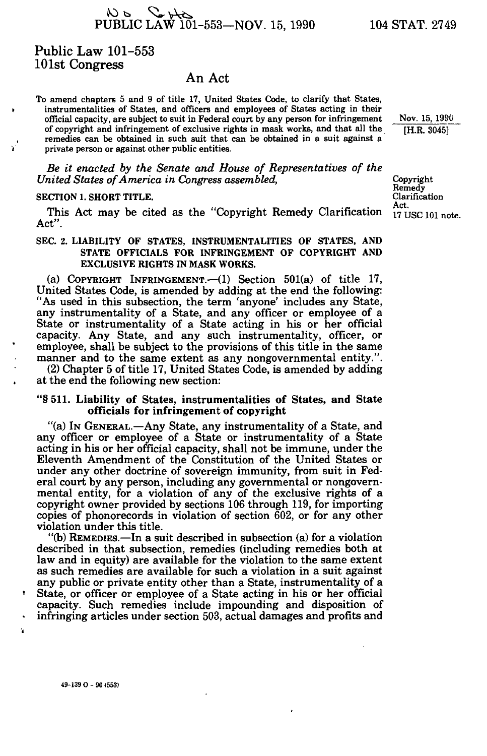# Public Law 101-553
# 101st Congress

## An Act

To amend chapters 5 and 9 of title 17, United States Code, to clarify that States, instrumentalities of States, and officers and employees of States acting in their official capacity, are subject to suit in Federal court by any person for infringement of copyright and infringement of exclusive rights in mask works, and that all the remedies can be obtained in such suit that can be obtained in a suit against a private person or against other public entities.

Nov. 15, 1990
[H.R. 3045]

*Be it enacted by the Senate and House of Representatives of the United States of America in Congress assembled,*

Copyright Remedy Clarification Act.
17 USC 101 note.

**SECTION 1. SHORT TITLE.**

This Act may be cited as the "Copyright Remedy Clarification Act".

**SEC. 2. LIABILITY OF STATES, INSTRUMENTALITIES OF STATES, AND STATE OFFICIALS FOR INFRINGEMENT OF COPYRIGHT AND EXCLUSIVE RIGHTS IN MASK WORKS.**

(a) COPYRIGHT INFRINGEMENT.—(1) Section 501(a) of title 17, United States Code, is amended by adding at the end the following: "As used in this subsection, the term 'anyone' includes any State, any instrumentality of a State, and any officer or employee of a State or instrumentality of a State acting in his or her official capacity. Any State, and any such instrumentality, officer, or employee, shall be subject to the provisions of this title in the same manner and to the same extent as any nongovernmental entity.".

(2) Chapter 5 of title 17, United States Code, is amended by adding at the end the following new section:

**"§ 511. Liability of States, instrumentalities of States, and State officials for infringement of copyright**

"(a) IN GENERAL.—Any State, any instrumentality of a State, and any officer or employee of a State or instrumentality of a State acting in his or her official capacity, shall not be immune, under the Eleventh Amendment of the Constitution of the United States or under any other doctrine of sovereign immunity, from suit in Federal court by any person, including any governmental or nongovernmental entity, for a violation of any of the exclusive rights of a copyright owner provided by sections 106 through 119, for importing copies of phonorecords in violation of section 602, or for any other violation under this title.

"(b) REMEDIES.—In a suit described in subsection (a) for a violation described in that subsection, remedies (including remedies both at law and in equity) are available for the violation to the same extent as such remedies are available for such a violation in a suit against any public or private entity other than a State, instrumentality of a State, or officer or employee of a State acting in his or her official capacity. Such remedies include impounding and disposition of infringing articles under section 503, actual damages and profits and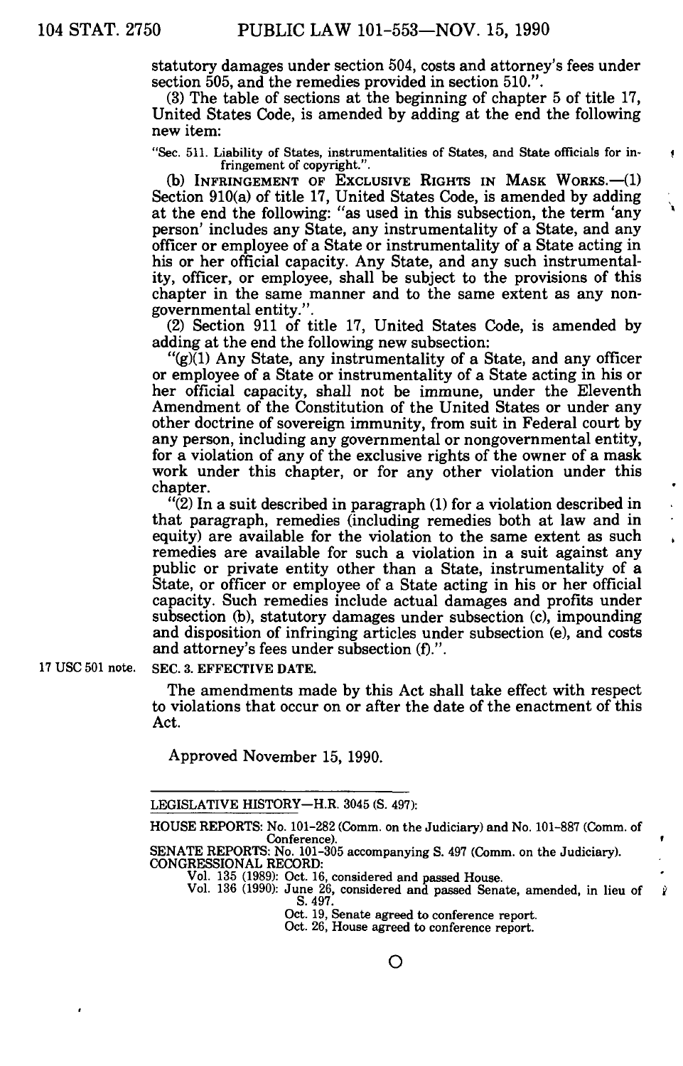statutory damages under section 504, costs and attorney's fees under section 505, and the remedies provided in section 510.".

(3) The table of sections at the beginning of chapter 5 of title 17, United States Code, is amended by adding at the end the following new item:

"Sec. 511. Liability of States, instrumentalities of States, and State officials for infringement of copyright.".

(b) INFRINGEMENT OF EXCLUSIVE RIGHTS IN MASK WORKS.—(1) Section 910(a) of title 17, United States Code, is amended by adding at the end the following: "as used in this subsection, the term 'any person' includes any State, any instrumentality of a State, and any officer or employee of a State or instrumentality of a State acting in his or her official capacity. Any State, and any such instrumentality, officer, or employee, shall be subject to the provisions of this chapter in the same manner and to the same extent as any nongovernmental entity.".

(2) Section 911 of title 17, United States Code, is amended by adding at the end the following new subsection:

"(g)(1) Any State, any instrumentality of a State, and any officer or employee of a State or instrumentality of a State acting in his or her official capacity, shall not be immune, under the Eleventh Amendment of the Constitution of the United States or under any other doctrine of sovereign immunity, from suit in Federal court by any person, including any governmental or nongovernmental entity, for a violation of any of the exclusive rights of the owner of a mask work under this chapter, or for any other violation under this chapter.

"(2) In a suit described in paragraph (1) for a violation described in that paragraph, remedies (including remedies both at law and in equity) are available for the violation to the same extent as such remedies are available for such a violation in a suit against any public or private entity other than a State, instrumentality of a State, or officer or employee of a State acting in his or her official capacity. Such remedies include actual damages and profits under subsection (b), statutory damages under subsection (c), impounding and disposition of infringing articles under subsection (e), and costs and attorney's fees under subsection (f).".

17 USC 501 note.

**SEC. 3. EFFECTIVE DATE.**

The amendments made by this Act shall take effect with respect to violations that occur on or after the date of the enactment of this Act.

Approved November 15, 1990.

---

LEGISLATIVE HISTORY—H.R. 3045 (S. 497):

HOUSE REPORTS: No. 101-282 (Comm. on the Judiciary) and No. 101-887 (Comm. of Conference).
SENATE REPORTS: No. 101-305 accompanying S. 497 (Comm. on the Judiciary).
CONGRESSIONAL RECORD:
Vol. 135 (1989): Oct. 16, considered and passed House.
Vol. 136 (1990): June 26, considered and passed Senate, amended, in lieu of S. 497.
Oct. 19, Senate agreed to conference report.
Oct. 26, House agreed to conference report.

O